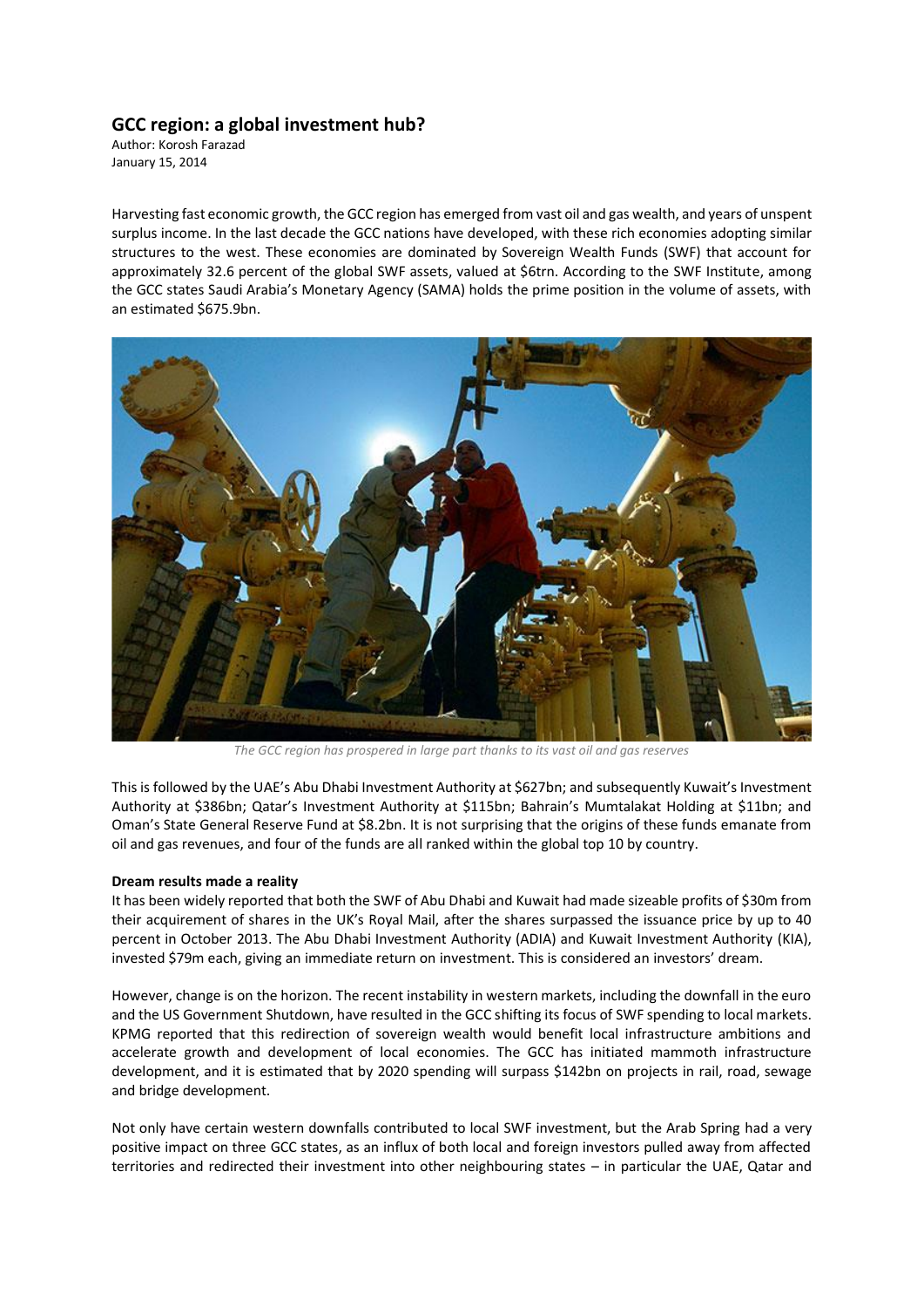# GCC region: a global investment hub?

Author: Korosh Farazad
January 15, 2014

Harvesting fast economic growth, the GCC region has emerged from vast oil and gas wealth, and years of unspent surplus income. In the last decade the GCC nations have developed, with these rich economies adopting similar structures to the west. These economies are dominated by Sovereign Wealth Funds (SWF) that account for approximately 32.6 percent of the global SWF assets, valued at $6trn. According to the SWF Institute, among the GCC states Saudi Arabia's Monetary Agency (SAMA) holds the prime position in the volume of assets, with an estimated $675.9bn.

*The GCC region has prospered in large part thanks to its vast oil and gas reserves*

This is followed by the UAE's Abu Dhabi Investment Authority at $627bn; and subsequently Kuwait's Investment Authority at $386bn; Qatar's Investment Authority at $115bn; Bahrain's Mumtalakat Holding at $11bn; and Oman's State General Reserve Fund at $8.2bn. It is not surprising that the origins of these funds emanate from oil and gas revenues, and four of the funds are all ranked within the global top 10 by country.

**Dream results made a reality**

It has been widely reported that both the SWF of Abu Dhabi and Kuwait had made sizeable profits of $30m from their acquirement of shares in the UK's Royal Mail, after the shares surpassed the issuance price by up to 40 percent in October 2013. The Abu Dhabi Investment Authority (ADIA) and Kuwait Investment Authority (KIA), invested $79m each, giving an immediate return on investment. This is considered an investors' dream.

However, change is on the horizon. The recent instability in western markets, including the downfall in the euro and the US Government Shutdown, have resulted in the GCC shifting its focus of SWF spending to local markets. KPMG reported that this redirection of sovereign wealth would benefit local infrastructure ambitions and accelerate growth and development of local economies. The GCC has initiated mammoth infrastructure development, and it is estimated that by 2020 spending will surpass $142bn on projects in rail, road, sewage and bridge development.

Not only have certain western downfalls contributed to local SWF investment, but the Arab Spring had a very positive impact on three GCC states, as an influx of both local and foreign investors pulled away from affected territories and redirected their investment into other neighbouring states – in particular the UAE, Qatar and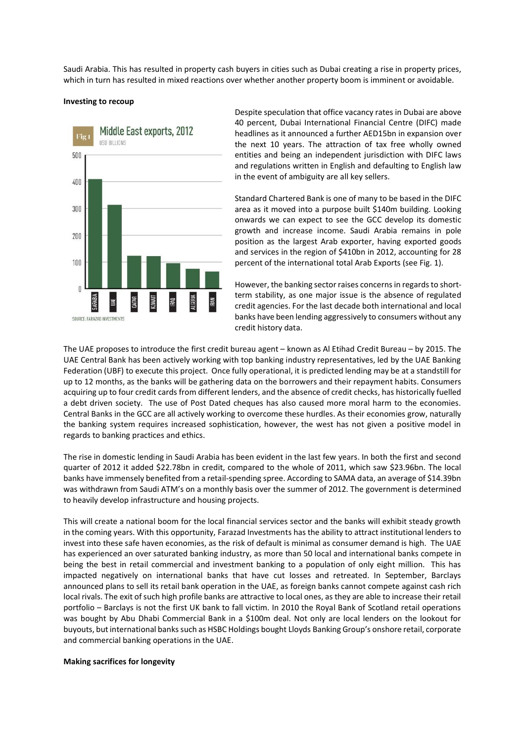Saudi Arabia. This has resulted in property cash buyers in cities such as Dubai creating a rise in property prices, which in turn has resulted in mixed reactions over whether another property boom is imminent or avoidable.

**Investing to recoup**

Despite speculation that office vacancy rates in Dubai are above 40 percent, Dubai International Financial Centre (DIFC) made headlines as it announced a further AED15bn in expansion over the next 10 years. The attraction of tax free wholly owned entities and being an independent jurisdiction with DIFC laws and regulations written in English and defaulting to English law in the event of ambiguity are all key sellers.

Standard Chartered Bank is one of many to be based in the DIFC area as it moved into a purpose built $140m building. Looking onwards we can expect to see the GCC develop its domestic growth and increase income. Saudi Arabia remains in pole position as the largest Arab exporter, having exported goods and services in the region of $410bn in 2012, accounting for 28 percent of the international total Arab Exports (see Fig. 1).

However, the banking sector raises concerns in regards to short-term stability, as one major issue is the absence of regulated credit agencies. For the last decade both international and local banks have been lending aggressively to consumers without any credit history data.

The UAE proposes to introduce the first credit bureau agent – known as Al Etihad Credit Bureau – by 2015. The UAE Central Bank has been actively working with top banking industry representatives, led by the UAE Banking Federation (UBF) to execute this project. Once fully operational, it is predicted lending may be at a standstill for up to 12 months, as the banks will be gathering data on the borrowers and their repayment habits. Consumers acquiring up to four credit cards from different lenders, and the absence of credit checks, has historically fuelled a debt driven society. The use of Post Dated cheques has also caused more moral harm to the economies. Central Banks in the GCC are all actively working to overcome these hurdles. As their economies grow, naturally the banking system requires increased sophistication, however, the west has not given a positive model in regards to banking practices and ethics.

The rise in domestic lending in Saudi Arabia has been evident in the last few years. In both the first and second quarter of 2012 it added $22.78bn in credit, compared to the whole of 2011, which saw $23.96bn. The local banks have immensely benefited from a retail-spending spree. According to SAMA data, an average of $14.39bn was withdrawn from Saudi ATM's on a monthly basis over the summer of 2012. The government is determined to heavily develop infrastructure and housing projects.

This will create a national boom for the local financial services sector and the banks will exhibit steady growth in the coming years. With this opportunity, Farazad Investments has the ability to attract institutional lenders to invest into these safe haven economies, as the risk of default is minimal as consumer demand is high. The UAE has experienced an over saturated banking industry, as more than 50 local and international banks compete in being the best in retail commercial and investment banking to a population of only eight million. This has impacted negatively on international banks that have cut losses and retreated. In September, Barclays announced plans to sell its retail bank operation in the UAE, as foreign banks cannot compete against cash rich local rivals. The exit of such high profile banks are attractive to local ones, as they are able to increase their retail portfolio – Barclays is not the first UK bank to fall victim. In 2010 the Royal Bank of Scotland retail operations was bought by Abu Dhabi Commercial Bank in a $100m deal. Not only are local lenders on the lookout for buyouts, but international banks such as HSBC Holdings bought Lloyds Banking Group's onshore retail, corporate and commercial banking operations in the UAE.

**Making sacrifices for longevity**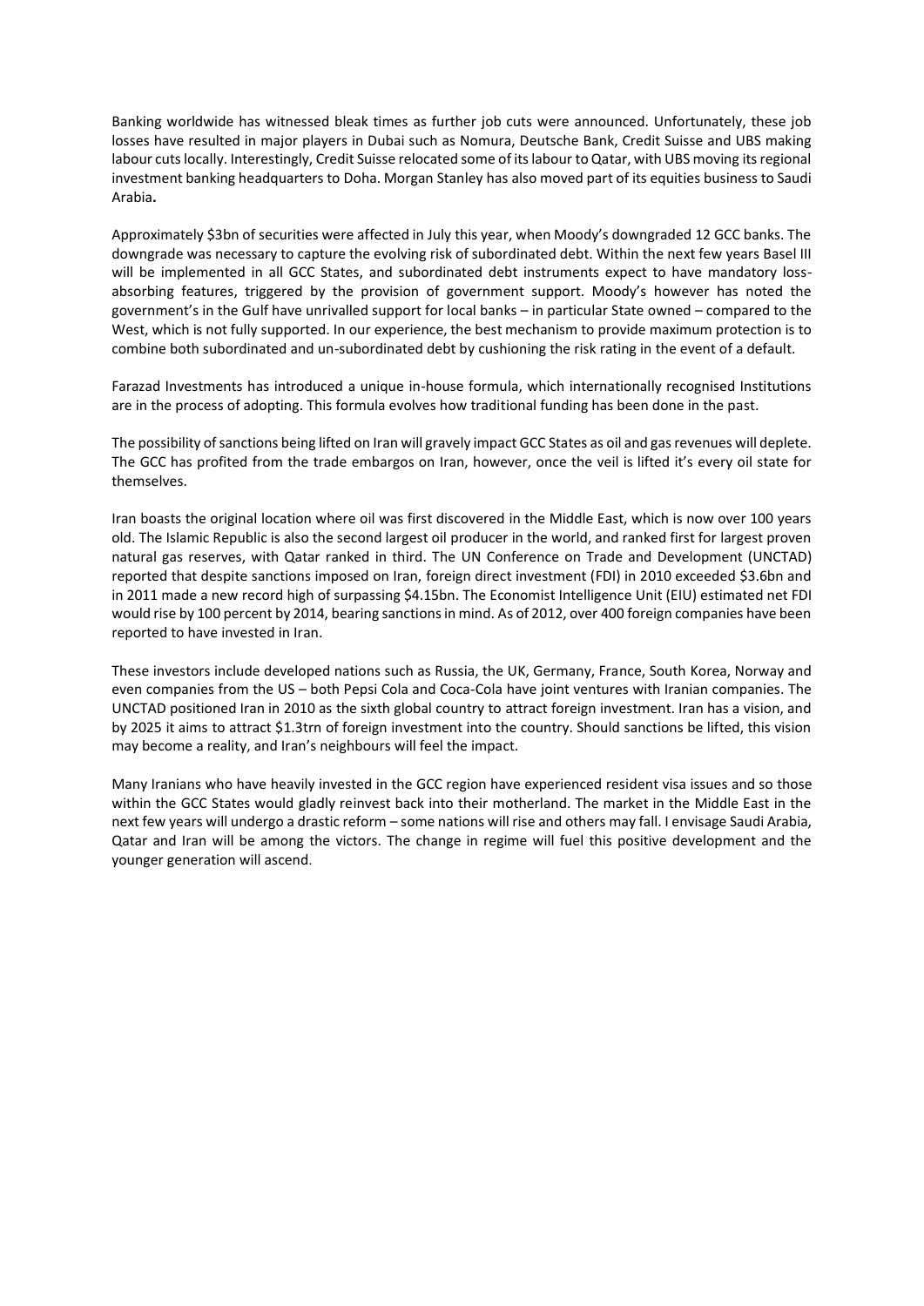Banking worldwide has witnessed bleak times as further job cuts were announced. Unfortunately, these job losses have resulted in major players in Dubai such as Nomura, Deutsche Bank, Credit Suisse and UBS making labour cuts locally. Interestingly, Credit Suisse relocated some of its labour to Qatar, with UBS moving its regional investment banking headquarters to Doha. Morgan Stanley has also moved part of its equities business to Saudi Arabia**.**

Approximately $3bn of securities were affected in July this year, when Moody's downgraded 12 GCC banks. The downgrade was necessary to capture the evolving risk of subordinated debt. Within the next few years Basel III will be implemented in all GCC States, and subordinated debt instruments expect to have mandatory loss-absorbing features, triggered by the provision of government support. Moody's however has noted the government's in the Gulf have unrivalled support for local banks – in particular State owned – compared to the West, which is not fully supported. In our experience, the best mechanism to provide maximum protection is to combine both subordinated and un-subordinated debt by cushioning the risk rating in the event of a default.

Farazad Investments has introduced a unique in-house formula, which internationally recognised Institutions are in the process of adopting. This formula evolves how traditional funding has been done in the past.

The possibility of sanctions being lifted on Iran will gravely impact GCC States as oil and gas revenues will deplete. The GCC has profited from the trade embargos on Iran, however, once the veil is lifted it's every oil state for themselves.

Iran boasts the original location where oil was first discovered in the Middle East, which is now over 100 years old. The Islamic Republic is also the second largest oil producer in the world, and ranked first for largest proven natural gas reserves, with Qatar ranked in third. The UN Conference on Trade and Development (UNCTAD) reported that despite sanctions imposed on Iran, foreign direct investment (FDI) in 2010 exceeded $3.6bn and in 2011 made a new record high of surpassing $4.15bn. The Economist Intelligence Unit (EIU) estimated net FDI would rise by 100 percent by 2014, bearing sanctions in mind. As of 2012, over 400 foreign companies have been reported to have invested in Iran.

These investors include developed nations such as Russia, the UK, Germany, France, South Korea, Norway and even companies from the US – both Pepsi Cola and Coca-Cola have joint ventures with Iranian companies. The UNCTAD positioned Iran in 2010 as the sixth global country to attract foreign investment. Iran has a vision, and by 2025 it aims to attract $1.3trn of foreign investment into the country. Should sanctions be lifted, this vision may become a reality, and Iran's neighbours will feel the impact.

Many Iranians who have heavily invested in the GCC region have experienced resident visa issues and so those within the GCC States would gladly reinvest back into their motherland. The market in the Middle East in the next few years will undergo a drastic reform – some nations will rise and others may fall. I envisage Saudi Arabia, Qatar and Iran will be among the victors. The change in regime will fuel this positive development and the younger generation will ascend.